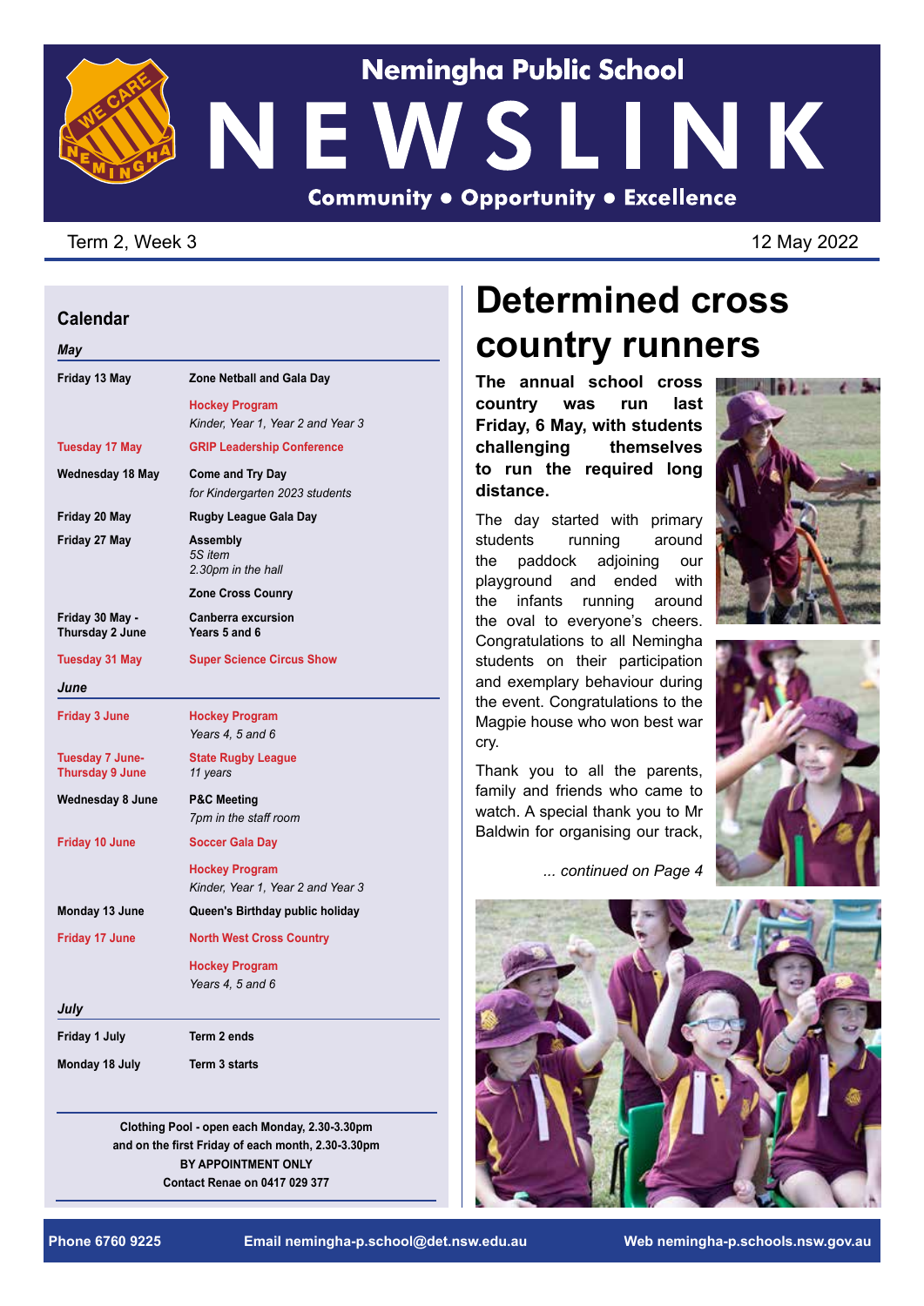# Nemingha Public School

# NEWSLINK

**Community • Opportunity • Excellence**

Term 2, Week 3

12 May 2022

## Calendar

| | |
|---|---|
| ***May*** | |
| **Friday 13 May** | **Zone Netball and Gala Day** |
| | **Hockey Program** *Kinder, Year 1, Year 2 and Year 3* |
| **Tuesday 17 May** | **GRIP Leadership Conference** |
| **Wednesday 18 May** | **Come and Try Day** *for Kindergarten 2023 students* |
| **Friday 20 May** | **Rugby League Gala Day** |
| **Friday 27 May** | **Assembly** *5S item* *2.30pm in the hall* |
| | **Zone Cross Counry** |
| **Friday 30 May - Thursday 2 June** | **Canberra excursion** **Years 5 and 6** |
| **Tuesday 31 May** | **Super Science Circus Show** |
| ***June*** | |
| **Friday 3 June** | **Hockey Program** *Years 4, 5 and 6* |
| **Tuesday 7 June- Thursday 9 June** | **State Rugby League** *11 years* |
| **Wednesday 8 June** | **P&C Meeting** *7pm in the staff room* |
| **Friday 10 June** | **Soccer Gala Day** |
| | **Hockey Program** *Kinder, Year 1, Year 2 and Year 3* |
| **Monday 13 June** | **Queen's Birthday public holiday** |
| **Friday 17 June** | **North West Cross Country** |
| | **Hockey Program** *Years 4, 5 and 6* |
| ***July*** | |
| **Friday 1 July** | **Term 2 ends** |
| **Monday 18 July** | **Term 3 starts** |

**Clothing Pool - open each Monday, 2.30-3.30pm and on the first Friday of each month, 2.30-3.30pm**
**BY APPOINTMENT ONLY**
**Contact Renae on 0417 029 377**

# Determined cross country runners

**The annual school cross country was run last Friday, 6 May, with students challenging themselves to run the required long distance.**

The day started with primary students running around the paddock adjoining our playground and ended with the infants running around the oval to everyone's cheers. Congratulations to all Nemingha students on their participation and exemplary behaviour during the event. Congratulations to the Magpie house who won best war cry.

Thank you to all the parents, family and friends who came to watch. A special thank you to Mr Baldwin for organising our track,

*... continued on Page 4*

**Phone** 6760 9225 **Email** nemingha-p.school@det.nsw.edu.au **Web** nemingha-p.schools.nsw.gov.au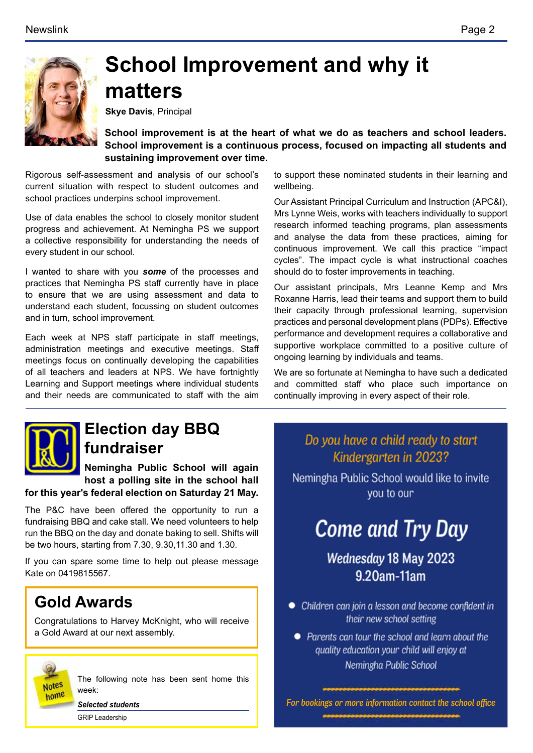# School Improvement and why it matters

**Skye Davis**, Principal

**School improvement is at the heart of what we do as teachers and school leaders. School improvement is a continuous process, focused on impacting all students and sustaining improvement over time.**

Rigorous self-assessment and analysis of our school's current situation with respect to student outcomes and school practices underpins school improvement.

Use of data enables the school to closely monitor student progress and achievement. At Nemingha PS we support a collective responsibility for understanding the needs of every student in our school.

I wanted to share with you ***some*** of the processes and practices that Nemingha PS staff currently have in place to ensure that we are using assessment and data to understand each student, focussing on student outcomes and in turn, school improvement.

Each week at NPS staff participate in staff meetings, administration meetings and executive meetings. Staff meetings focus on continually developing the capabilities of all teachers and leaders at NPS. We have fortnightly Learning and Support meetings where individual students and their needs are communicated to staff with the aim to support these nominated students in their learning and wellbeing.

Our Assistant Principal Curriculum and Instruction (APC&I), Mrs Lynne Weis, works with teachers individually to support research informed teaching programs, plan assessments and analyse the data from these practices, aiming for continuous improvement. We call this practice "impact cycles". The impact cycle is what instructional coaches should do to foster improvements in teaching.

Our assistant principals, Mrs Leanne Kemp and Mrs Roxanne Harris, lead their teams and support them to build their capacity through professional learning, supervision practices and personal development plans (PDPs). Effective performance and development requires a collaborative and supportive workplace committed to a positive culture of ongoing learning by individuals and teams.

We are so fortunate at Nemingha to have such a dedicated and committed staff who place such importance on continually improving in every aspect of their role.

## Election day BBQ fundraiser

**Nemingha Public School will again host a polling site in the school hall for this year's federal election on Saturday 21 May.**

The P&C have been offered the opportunity to run a fundraising BBQ and cake stall. We need volunteers to help run the BBQ on the day and donate baking to sell. Shifts will be two hours, starting from 7.30, 9.30,11.30 and 1.30.

If you can spare some time to help out please message Kate on 0419815567.

## Gold Awards

Congratulations to Harvey McKnight, who will receive a Gold Award at our next assembly.

The following note has been sent home this week:

***Selected students***

GRIP Leadership

*Do you have a child ready to start Kindergarten in 2023?*

Nemingha Public School would like to invite you to our

## *Come and Try Day*

**Wednesday 18 May 2023**
**9.20am-11am**

- *Children can join a lesson and become confident in their new school setting*
- *Parents can tour the school and learn about the quality education your child will enjoy at Nemingha Public School*

*For bookings or more information contact the school office*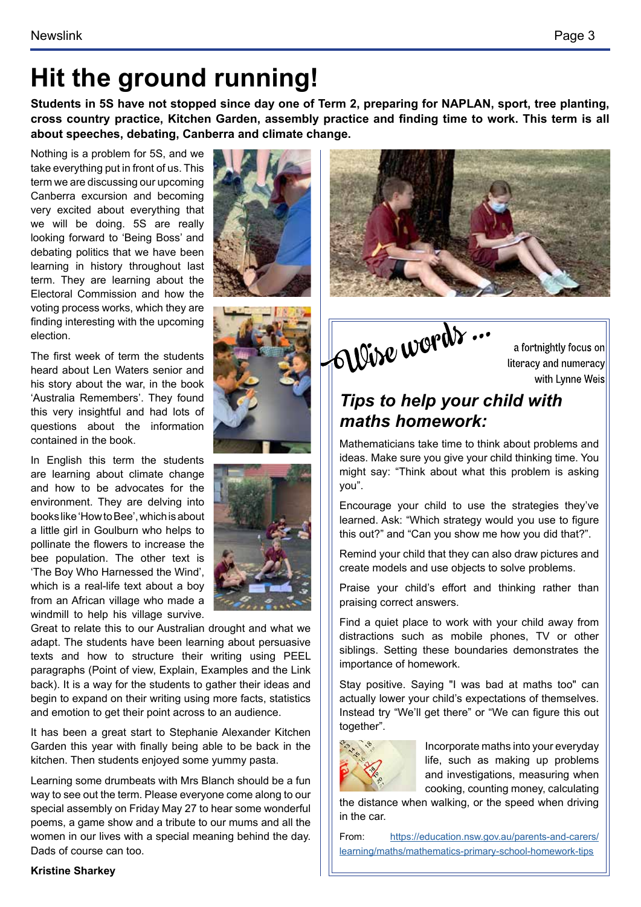# Hit the ground running!

**Students in 5S have not stopped since day one of Term 2, preparing for NAPLAN, sport, tree planting, cross country practice, Kitchen Garden, assembly practice and finding time to work. This term is all about speeches, debating, Canberra and climate change.**

Nothing is a problem for 5S, and we take everything put in front of us. This term we are discussing our upcoming Canberra excursion and becoming very excited about everything that we will be doing. 5S are really looking forward to 'Being Boss' and debating politics that we have been learning in history throughout last term. They are learning about the Electoral Commission and how the voting process works, which they are finding interesting with the upcoming election.

The first week of term the students heard about Len Waters senior and his story about the war, in the book 'Australia Remembers'. They found this very insightful and had lots of questions about the information contained in the book.

In English this term the students are learning about climate change and how to be advocates for the environment. They are delving into books like 'How to Bee', which is about a little girl in Goulburn who helps to pollinate the flowers to increase the bee population. The other text is 'The Boy Who Harnessed the Wind', which is a real-life text about a boy from an African village who made a windmill to help his village survive. Great to relate this to our Australian drought and what we adapt. The students have been learning about persuasive texts and how to structure their writing using PEEL paragraphs (Point of view, Explain, Examples and the Link back). It is a way for the students to gather their ideas and begin to expand on their writing using more facts, statistics and emotion to get their point across to an audience.

It has been a great start to Stephanie Alexander Kitchen Garden this year with finally being able to be back in the kitchen. Then students enjoyed some yummy pasta.

Learning some drumbeats with Mrs Blanch should be a fun way to see out the term. Please everyone come along to our special assembly on Friday May 27 to hear some wonderful poems, a game show and a tribute to our mums and all the women in our lives with a special meaning behind the day. Dads of course can too.

**Kristine Sharkey**

## Wise words ...

a fortnightly focus on literacy and numeracy with Lynne Weis

### *Tips to help your child with maths homework:*

Mathematicians take time to think about problems and ideas. Make sure you give your child thinking time. You might say: "Think about what this problem is asking you".

Encourage your child to use the strategies they've learned. Ask: "Which strategy would you use to figure this out?" and "Can you show me how you did that?".

Remind your child that they can also draw pictures and create models and use objects to solve problems.

Praise your child's effort and thinking rather than praising correct answers.

Find a quiet place to work with your child away from distractions such as mobile phones, TV or other siblings. Setting these boundaries demonstrates the importance of homework.

Stay positive. Saying "I was bad at maths too" can actually lower your child's expectations of themselves. Instead try "We'll get there" or "We can figure this out together".

Incorporate maths into your everyday life, such as making up problems and investigations, measuring when cooking, counting money, calculating the distance when walking, or the speed when driving in the car.

From: https://education.nsw.gov.au/parents-and-carers/learning/maths/mathematics-primary-school-homework-tips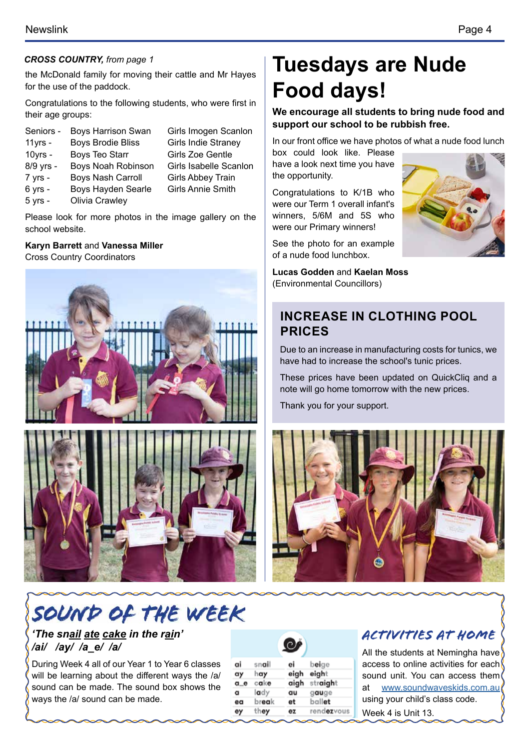***CROSS COUNTRY,*** *from page 1*

the McDonald family for moving their cattle and Mr Hayes for the use of the paddock.

Congratulations to the following students, who were first in their age groups:

| | | |
|---|---|---|
| Seniors - | Boys Harrison Swan | Girls Imogen Scanlon |
| 11yrs - | Boys Brodie Bliss | Girls Indie Straney |
| 10yrs - | Boys Teo Starr | Girls Zoe Gentle |
| 8/9 yrs - | Boys Noah Robinson | Girls Isabelle Scanlon |
| 7 yrs - | Boys Nash Carroll | Girls Abbey Train |
| 6 yrs - | Boys Hayden Searle | Girls Annie Smith |
| 5 yrs - | Olivia Crawley | |

Please look for more photos in the image gallery on the school website.

**Karyn Barrett** and **Vanessa Miller**
Cross Country Coordinators

# Tuesdays are Nude Food days!

**We encourage all students to bring nude food and support our school to be rubbish free.**

In our front office we have photos of what a nude food lunch box could look like. Please have a look next time you have the opportunity.

Congratulations to K/1B who were our Term 1 overall infant's winners, 5/6M and 5S who were our Primary winners!

See the photo for an example of a nude food lunchbox.

**Lucas Godden** and **Kaelan Moss**
(Environmental Councillors)

## INCREASE IN CLOTHING POOL PRICES

Due to an increase in manufacturing costs for tunics, we have had to increase the school's tunic prices.

These prices have been updated on QuickCliq and a note will go home tomorrow with the new prices.

Thank you for your support.

# SOUND OF THE WEEK

***'The s<u>nai</u>l <u>a</u>t<u>e</u> <u>c</u>a<u>k</u>e in the r<u>ai</u>n'***
***/ai/ /ay/ /a_e/ /a/***

During Week 4 all of our Year 1 to Year 6 classes will be learning about the different ways the /a/ sound can be made. The sound box shows the ways the /a/ sound can be made.

| | | | |
|---|---|---|---|
| ai | snail | ei | beige |
| ay | hay | eigh | eight |
| a_e | cake | aigh | straight |
| a | lady | au | gauge |
| ea | break | et | ballet |
| ey | they | ez | rendezvous |

## ACTIVITIES AT HOME

All the students at Nemingha have access to online activities for each sound unit. You can access them at www.soundwaveskids.com.au using your child's class code.

Week 4 is Unit 13.